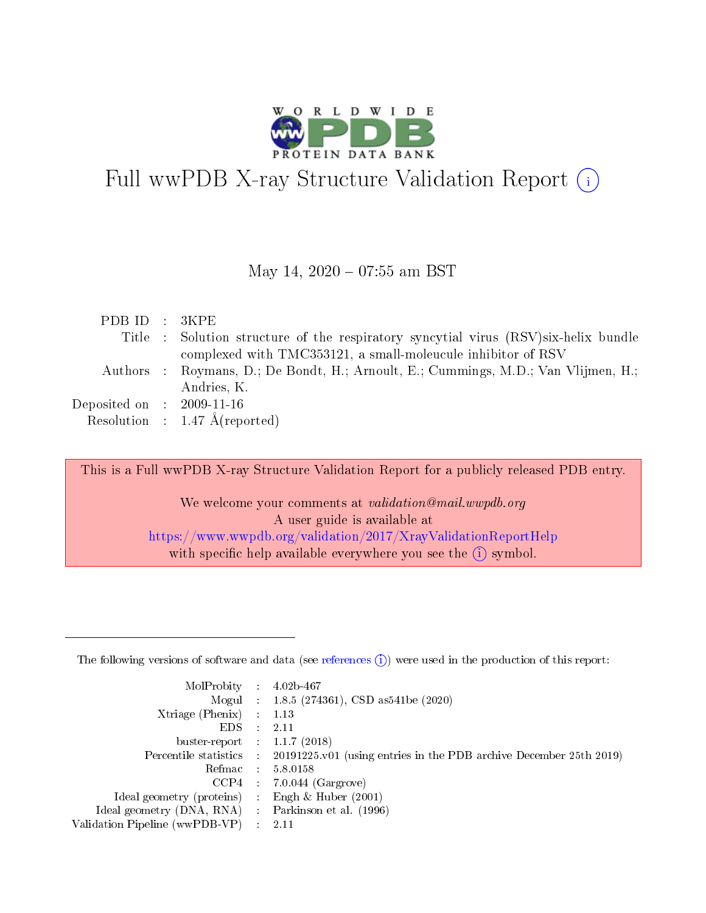# Full wwPDB X-ray Structure Validation Report (i)

May 14, 2020 – 07:55 am BST

| | | |
|---|---|---|
| PDB ID | : | 3KPE |
| Title | : | Solution structure of the respiratory syncytial virus (RSV)six-helix bundle complexed with TMC353121, a small-moleucule inhibitor of RSV |
| Authors | : | Roymans, D.; De Bondt, H.; Arnoult, E.; Cummings, M.D.; Van Vlijmen, H.; Andries, K. |
| Deposited on | : | 2009-11-16 |
| Resolution | : | 1.47 Å(reported) |

This is a Full wwPDB X-ray Structure Validation Report for a publicly released PDB entry.

We welcome your comments at *validation@mail.wwpdb.org*
A user guide is available at
https://www.wwpdb.org/validation/2017/XrayValidationReportHelp
with specific help available everywhere you see the (i) symbol.

---

The following versions of software and data (see references (i)) were used in the production of this report:

| | | |
|---|---|---|
| MolProbity | : | 4.02b-467 |
| Mogul | : | 1.8.5 (274361), CSD as541be (2020) |
| Xtriage (Phenix) | : | 1.13 |
| EDS | : | 2.11 |
| buster-report | : | 1.1.7 (2018) |
| Percentile statistics | : | 20191225.v01 (using entries in the PDB archive December 25th 2019) |
| Refmac | : | 5.8.0158 |
| CCP4 | : | 7.0.044 (Gargrove) |
| Ideal geometry (proteins) | : | Engh & Huber (2001) |
| Ideal geometry (DNA, RNA) | : | Parkinson et al. (1996) |
| Validation Pipeline (wwPDB-VP) | : | 2.11 |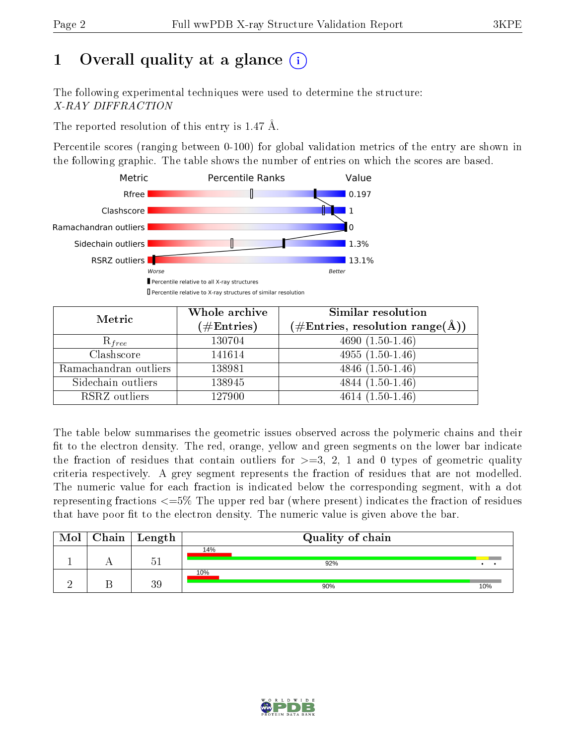# 1 Overall quality at a glance (i)

The following experimental techniques were used to determine the structure:
*X-RAY DIFFRACTION*

The reported resolution of this entry is 1.47 Å.

Percentile scores (ranging between 0-100) for global validation metrics of the entry are shown in the following graphic. The table shows the number of entries on which the scores are based.

| Metric | Value |
|---|---|
| Rfree | 0.197 |
| Clashscore | 1 |
| Ramachandran outliers | 0 |
| Sidechain outliers | 1.3% |
| RSRZ outliers | 13.1% |

Worse — Better

▮ Percentile relative to all X-ray structures
▯ Percentile relative to X-ray structures of similar resolution

| Metric | Whole archive (#Entries) | Similar resolution (#Entries, resolution range(Å)) |
|---|---|---|
| $R_{free}$ | 130704 | 4690 (1.50-1.46) |
| Clashscore | 141614 | 4955 (1.50-1.46) |
| Ramachandran outliers | 138981 | 4846 (1.50-1.46) |
| Sidechain outliers | 138945 | 4844 (1.50-1.46) |
| RSRZ outliers | 127900 | 4614 (1.50-1.46) |

The table below summarises the geometric issues observed across the polymeric chains and their fit to the electron density. The red, orange, yellow and green segments on the lower bar indicate the fraction of residues that contain outliers for >=3, 2, 1 and 0 types of geometric quality criteria respectively. A grey segment represents the fraction of residues that are not modelled. The numeric value for each fraction is indicated below the corresponding segment, with a dot representing fractions <=5% The upper red bar (where present) indicates the fraction of residues that have poor fit to the electron density. The numeric value is given above the bar.

| Mol | Chain | Length | Quality of chain |
|---|---|---|---|
| 1 | A | 51 | 14% (poor fit); 92%, •, • |
| 2 | B | 39 | 10% (poor fit); 90%, 10% |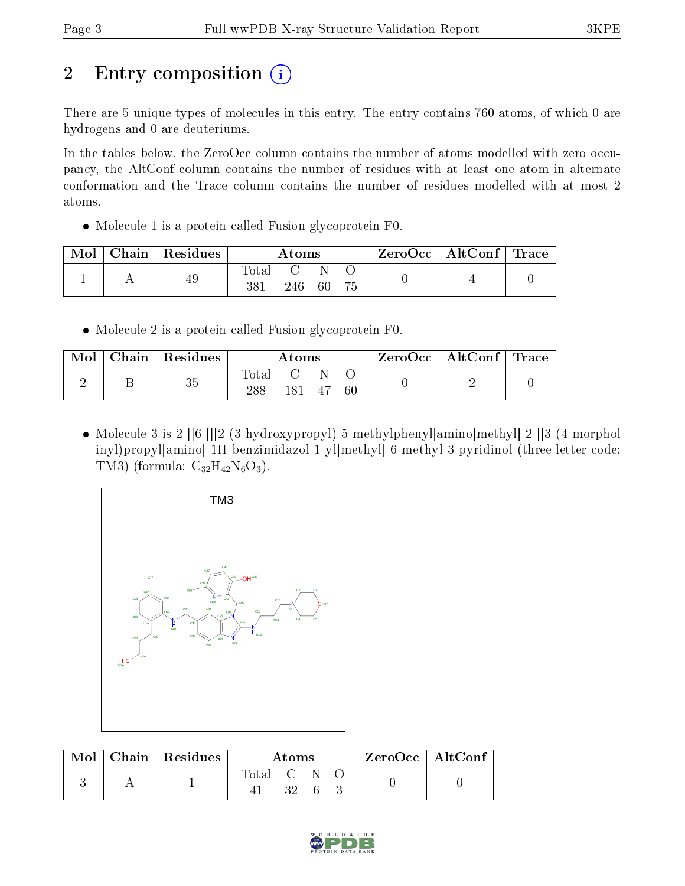## 2 Entry composition

There are 5 unique types of molecules in this entry. The entry contains 760 atoms, of which 0 are hydrogens and 0 are deuteriums.

In the tables below, the ZeroOcc column contains the number of atoms modelled with zero occupancy, the AltConf column contains the number of residues with at least one atom in alternate conformation and the Trace column contains the number of residues modelled with at most 2 atoms.

- Molecule 1 is a protein called Fusion glycoprotein F0.

| Mol | Chain | Residues | Atoms | | | | ZeroOcc | AltConf | Trace |
|---|---|---|---|---|---|---|---|---|---|
| | | | Total | C | N | O | | | |
| 1 | A | 49 | 381 | 246 | 60 | 75 | 0 | 4 | 0 |

- Molecule 2 is a protein called Fusion glycoprotein F0.

| Mol | Chain | Residues | Atoms | | | | ZeroOcc | AltConf | Trace |
|---|---|---|---|---|---|---|---|---|---|
| | | | Total | C | N | O | | | |
| 2 | B | 35 | 288 | 181 | 47 | 60 | 0 | 2 | 0 |

- Molecule 3 is 2-[[6-[[[2-(3-hydroxypropyl)-5-methylphenyl]amino]methyl]-2-[[3-(4-morpholinyl)propyl]amino]-1H-benzimidazol-1-yl]methyl]-6-methyl-3-pyridinol (three-letter code: TM3) (formula: $C_{32}H_{42}N_6O_3$).

| Mol | Chain | Residues | Atoms | | | | ZeroOcc | AltConf |
|---|---|---|---|---|---|---|---|---|
| | | | Total | C | N | O | | |
| 3 | A | 1 | 41 | 32 | 6 | 3 | 0 | 0 |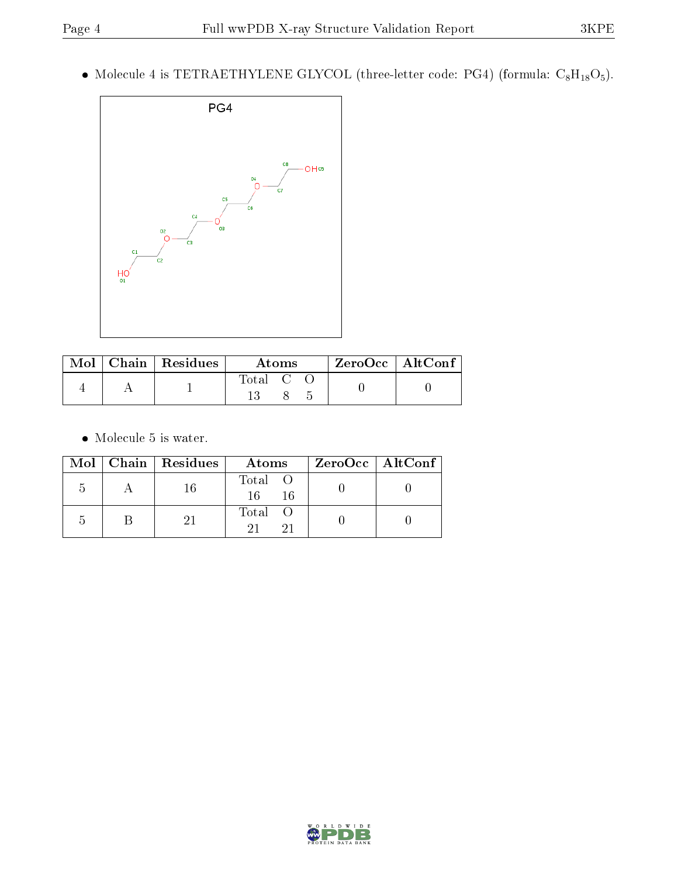- Molecule 4 is TETRAETHYLENE GLYCOL (three-letter code: PG4) (formula: $C_8H_{18}O_5$).

| Mol | Chain | Residues | Atoms | | | ZeroOcc | AltConf |
|---|---|---|---|---|---|---|---|
| | | | Total | C | O | | |
| 4 | A | 1 | 13 | 8 | 5 | 0 | 0 |

- Molecule 5 is water.

| Mol | Chain | Residues | Atoms | | ZeroOcc | AltConf |
|---|---|---|---|---|---|---|
| | | | Total | O | | |
| 5 | A | 16 | 16 | 16 | 0 | 0 |
| 5 | B | 21 | 21 | 21 | 0 | 0 |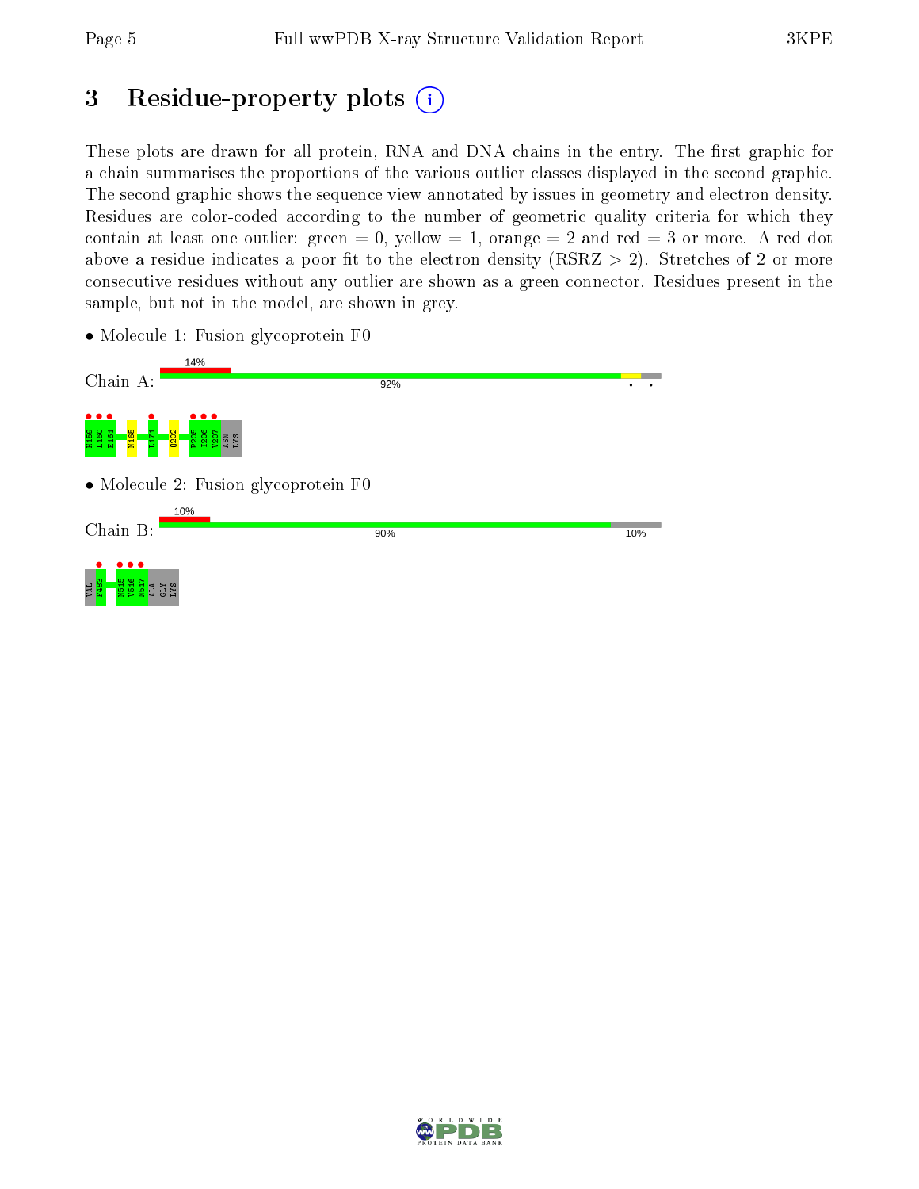# 3 Residue-property plots

These plots are drawn for all protein, RNA and DNA chains in the entry. The first graphic for a chain summarises the proportions of the various outlier classes displayed in the second graphic. The second graphic shows the sequence view annotated by issues in geometry and electron density. Residues are color-coded according to the number of geometric quality criteria for which they contain at least one outlier: green = 0, yellow = 1, orange = 2 and red = 3 or more. A red dot above a residue indicates a poor fit to the electron density (RSRZ > 2). Stretches of 2 or more consecutive residues without any outlier are shown as a green connector. Residues present in the sample, but not in the model, are shown in grey.

- Molecule 1: Fusion glycoprotein F0

Chain A: 14% | 92%

H159 L160 E161 N165 L171 Q202 P205 I206 V207 ASN LYS

- Molecule 2: Fusion glycoprotein F0

Chain B: 10% | 90% | 10%

VAL F483 N515 V516 N517 ALA GLY LYS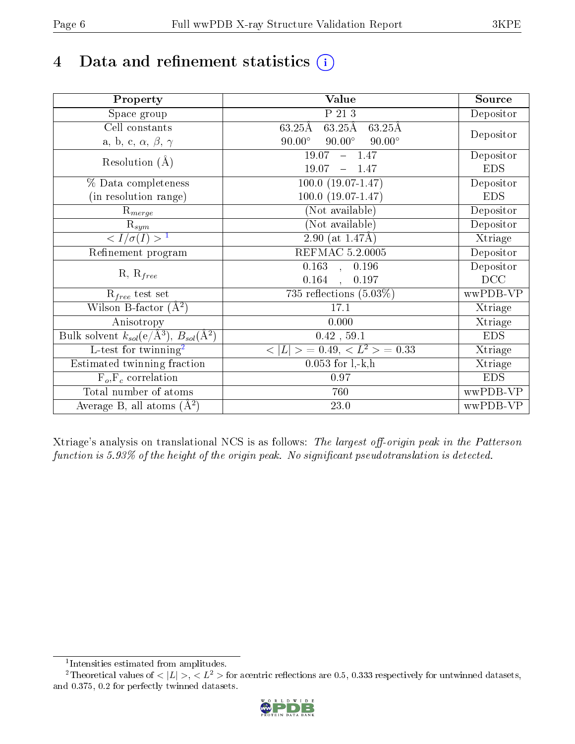# 4 Data and refinement statistics (i)

| Property | Value | Source |
|---|---|---|
| Space group | P 21 3 | Depositor |
| Cell constants<br>a, b, c, $\alpha$, $\beta$, $\gamma$ | 63.25Å 63.25Å 63.25Å<br>90.00° 90.00° 90.00° | Depositor |
| Resolution (Å) | 19.07 – 1.47<br>19.07 – 1.47 | Depositor<br>EDS |
| % Data completeness<br>(in resolution range) | 100.0 (19.07-1.47)<br>100.0 (19.07-1.47) | Depositor<br>EDS |
| $R_{merge}$ | (Not available) | Depositor |
| $R_{sym}$ | (Not available) | Depositor |
| $< I/\sigma(I) >$ [1] | 2.90 (at 1.47Å) | Xtriage |
| Refinement program | REFMAC 5.2.0005 | Depositor |
| R, $R_{free}$ | 0.163 , 0.196<br>0.164 , 0.197 | Depositor<br>DCC |
| $R_{free}$ test set | 735 reflections (5.03%) | wwPDB-VP |
| Wilson B-factor (Å$^2$) | 17.1 | Xtriage |
| Anisotropy | 0.000 | Xtriage |
| Bulk solvent $k_{sol}$(e/Å$^3$), $B_{sol}$(Å$^2$) | 0.42 , 59.1 | EDS |
| L-test for twinning[2] | $< \|L\| >$ = 0.49, $< L^2 >$ = 0.33 | Xtriage |
| Estimated twinning fraction | 0.053 for l,-k,h | Xtriage |
| $F_o$,$F_c$ correlation | 0.97 | EDS |
| Total number of atoms | 760 | wwPDB-VP |
| Average B, all atoms (Å$^2$) | 23.0 | wwPDB-VP |

Xtriage's analysis on translational NCS is as follows: *The largest off-origin peak in the Patterson function is 5.93% of the height of the origin peak. No significant pseudotranslation is detected.*

[1] Intensities estimated from amplitudes.

[2] Theoretical values of $< |L| >$, $< L^2 >$ for acentric reflections are 0.5, 0.333 respectively for untwinned datasets, and 0.375, 0.2 for perfectly twinned datasets.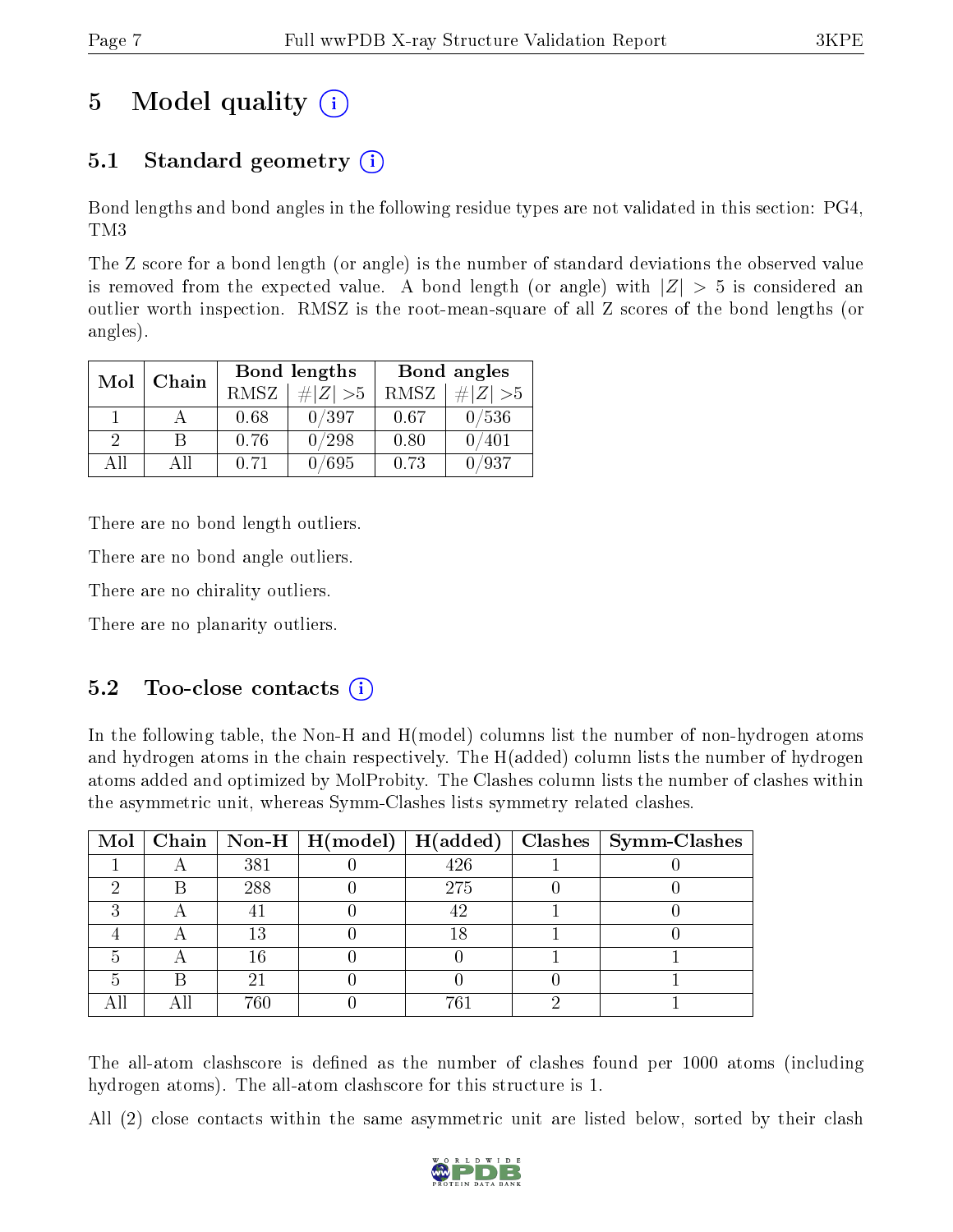# 5 Model quality (i)

## 5.1 Standard geometry (i)

Bond lengths and bond angles in the following residue types are not validated in this section: PG4, TM3

The Z score for a bond length (or angle) is the number of standard deviations the observed value is removed from the expected value. A bond length (or angle) with $|Z| > 5$ is considered an outlier worth inspection. RMSZ is the root-mean-square of all Z scores of the bond lengths (or angles).

| Mol | Chain | Bond lengths | | Bond angles | |
|---|---|---|---|---|---|
| | | RMSZ | $\#\|Z\| > 5$ | RMSZ | $\#\|Z\| > 5$ |
| 1 | A | 0.68 | 0/397 | 0.67 | 0/536 |
| 2 | B | 0.76 | 0/298 | 0.80 | 0/401 |
| All | All | 0.71 | 0/695 | 0.73 | 0/937 |

There are no bond length outliers.

There are no bond angle outliers.

There are no chirality outliers.

There are no planarity outliers.

## 5.2 Too-close contacts (i)

In the following table, the Non-H and H(model) columns list the number of non-hydrogen atoms and hydrogen atoms in the chain respectively. The H(added) column lists the number of hydrogen atoms added and optimized by MolProbity. The Clashes column lists the number of clashes within the asymmetric unit, whereas Symm-Clashes lists symmetry related clashes.

| Mol | Chain | Non-H | H(model) | H(added) | Clashes | Symm-Clashes |
|---|---|---|---|---|---|---|
| 1 | A | 381 | 0 | 426 | 1 | 0 |
| 2 | B | 288 | 0 | 275 | 0 | 0 |
| 3 | A | 41 | 0 | 42 | 1 | 0 |
| 4 | A | 13 | 0 | 18 | 1 | 0 |
| 5 | A | 16 | 0 | 0 | 1 | 1 |
| 5 | B | 21 | 0 | 0 | 0 | 1 |
| All | All | 760 | 0 | 761 | 2 | 1 |

The all-atom clashscore is defined as the number of clashes found per 1000 atoms (including hydrogen atoms). The all-atom clashscore for this structure is 1.

All (2) close contacts within the same asymmetric unit are listed below, sorted by their clash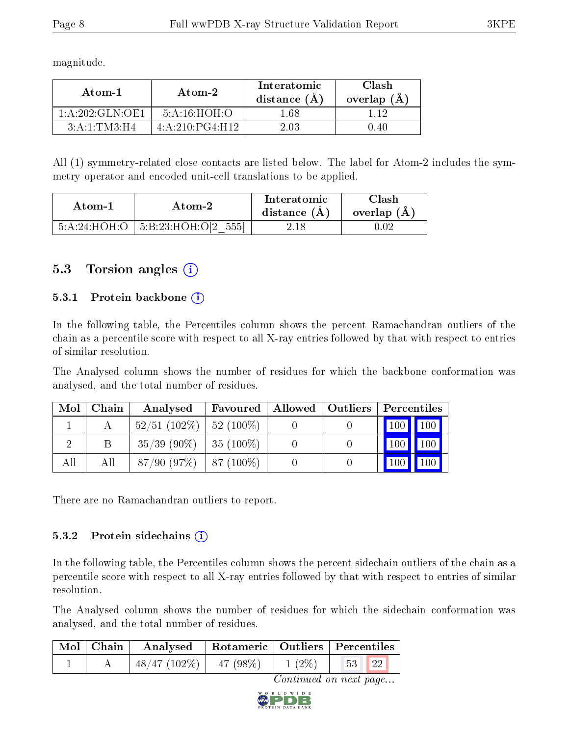magnitude.

| Atom-1 | Atom-2 | Interatomic distance (Å) | Clash overlap (Å) |
|---|---|---|---|
| 1:A:202:GLN:OE1 | 5:A:16:HOH:O | 1.68 | 1.12 |
| 3:A:1:TM3:H4 | 4:A:210:PG4:H12 | 2.03 | 0.40 |

All (1) symmetry-related close contacts are listed below. The label for Atom-2 includes the symmetry operator and encoded unit-cell translations to be applied.

| Atom-1 | Atom-2 | Interatomic distance (Å) | Clash overlap (Å) |
|---|---|---|---|
| 5:A:24:HOH:O | 5:B:23:HOH:O[2_555] | 2.18 | 0.02 |

## 5.3 Torsion angles

### 5.3.1 Protein backbone

In the following table, the Percentiles column shows the percent Ramachandran outliers of the chain as a percentile score with respect to all X-ray entries followed by that with respect to entries of similar resolution.

The Analysed column shows the number of residues for which the backbone conformation was analysed, and the total number of residues.

| Mol | Chain | Analysed | Favoured | Allowed | Outliers | Percentiles | |
|---|---|---|---|---|---|---|---|
| 1 | A | 52/51 (102%) | 52 (100%) | 0 | 0 | 100 | 100 |
| 2 | B | 35/39 (90%) | 35 (100%) | 0 | 0 | 100 | 100 |
| All | All | 87/90 (97%) | 87 (100%) | 0 | 0 | 100 | 100 |

There are no Ramachandran outliers to report.

### 5.3.2 Protein sidechains

In the following table, the Percentiles column shows the percent sidechain outliers of the chain as a percentile score with respect to all X-ray entries followed by that with respect to entries of similar resolution.

The Analysed column shows the number of residues for which the sidechain conformation was analysed, and the total number of residues.

| Mol | Chain | Analysed | Rotameric | Outliers | Percentiles | |
|---|---|---|---|---|---|---|
| 1 | A | 48/47 (102%) | 47 (98%) | 1 (2%) | 53 | 22 |

*Continued on next page...*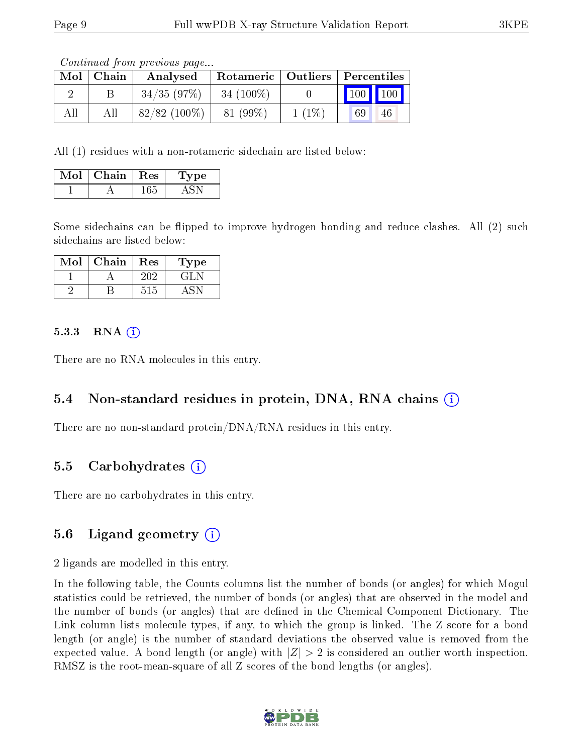*Continued from previous page...*

| Mol | Chain | Analysed | Rotameric | Outliers | Percentiles | |
|---|---|---|---|---|---|---|
| 2 | B | 34/35 (97%) | 34 (100%) | 0 | 100 | 100 |
| All | All | 82/82 (100%) | 81 (99%) | 1 (1%) | 69 | 46 |

All (1) residues with a non-rotameric sidechain are listed below:

| Mol | Chain | Res | Type |
|---|---|---|---|
| 1 | A | 165 | ASN |

Some sidechains can be flipped to improve hydrogen bonding and reduce clashes. All (2) such sidechains are listed below:

| Mol | Chain | Res | Type |
|---|---|---|---|
| 1 | A | 202 | GLN |
| 2 | B | 515 | ASN |

### 5.3.3 RNA

There are no RNA molecules in this entry.

## 5.4 Non-standard residues in protein, DNA, RNA chains

There are no non-standard protein/DNA/RNA residues in this entry.

## 5.5 Carbohydrates

There are no carbohydrates in this entry.

## 5.6 Ligand geometry

2 ligands are modelled in this entry.

In the following table, the Counts columns list the number of bonds (or angles) for which Mogul statistics could be retrieved, the number of bonds (or angles) that are observed in the model and the number of bonds (or angles) that are defined in the Chemical Component Dictionary. The Link column lists molecule types, if any, to which the group is linked. The Z score for a bond length (or angle) is the number of standard deviations the observed value is removed from the expected value. A bond length (or angle) with $|Z| > 2$ is considered an outlier worth inspection. RMSZ is the root-mean-square of all Z scores of the bond lengths (or angles).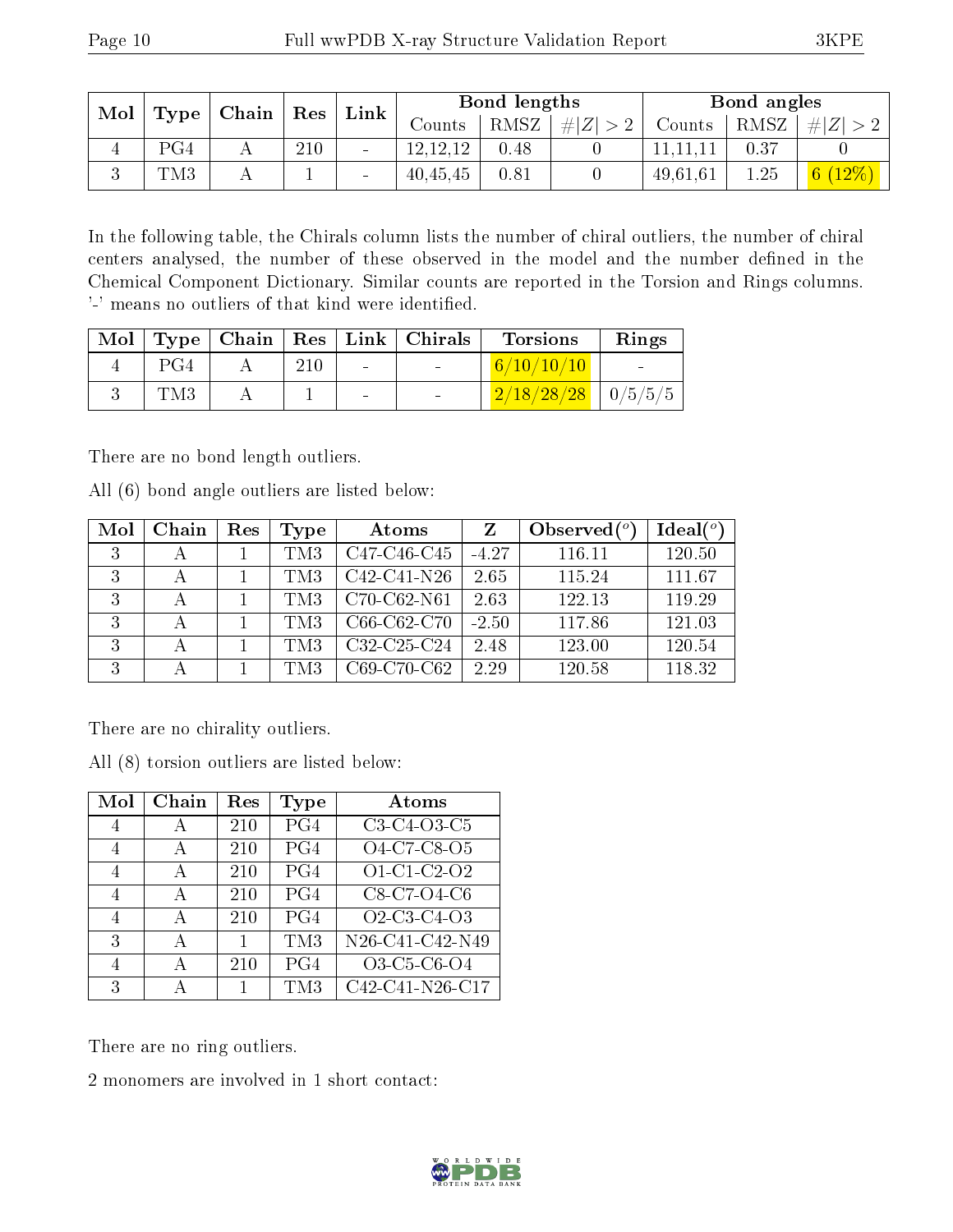| Mol | Type | Chain | Res | Link | Bond lengths | | | Bond angles | | |
|---|---|---|---|---|---|---|---|---|---|---|
| | | | | | Counts | RMSZ | #\|Z\| > 2 | Counts | RMSZ | #\|Z\| > 2 |
| 4 | PG4 | A | 210 | - | 12,12,12 | 0.48 | 0 | 11,11,11 | 0.37 | 0 |
| 3 | TM3 | A | 1 | - | 40,45,45 | 0.81 | 0 | 49,61,61 | 1.25 | 6 (12%) |

In the following table, the Chirals column lists the number of chiral outliers, the number of chiral centers analysed, the number of these observed in the model and the number defined in the Chemical Component Dictionary. Similar counts are reported in the Torsion and Rings columns. '-' means no outliers of that kind were identified.

| Mol | Type | Chain | Res | Link | Chirals | Torsions | Rings |
|---|---|---|---|---|---|---|---|
| 4 | PG4 | A | 210 | - | - | 6/10/10/10 | - |
| 3 | TM3 | A | 1 | - | - | 2/18/28/28 | 0/5/5/5 |

There are no bond length outliers.

All (6) bond angle outliers are listed below:

| Mol | Chain | Res | Type | Atoms | Z | Observed(°) | Ideal(°) |
|---|---|---|---|---|---|---|---|
| 3 | A | 1 | TM3 | C47-C46-C45 | -4.27 | 116.11 | 120.50 |
| 3 | A | 1 | TM3 | C42-C41-N26 | 2.65 | 115.24 | 111.67 |
| 3 | A | 1 | TM3 | C70-C62-N61 | 2.63 | 122.13 | 119.29 |
| 3 | A | 1 | TM3 | C66-C62-C70 | -2.50 | 117.86 | 121.03 |
| 3 | A | 1 | TM3 | C32-C25-C24 | 2.48 | 123.00 | 120.54 |
| 3 | A | 1 | TM3 | C69-C70-C62 | 2.29 | 120.58 | 118.32 |

There are no chirality outliers.

All (8) torsion outliers are listed below:

| Mol | Chain | Res | Type | Atoms |
|---|---|---|---|---|
| 4 | A | 210 | PG4 | C3-C4-O3-C5 |
| 4 | A | 210 | PG4 | O4-C7-C8-O5 |
| 4 | A | 210 | PG4 | O1-C1-C2-O2 |
| 4 | A | 210 | PG4 | C8-C7-O4-C6 |
| 4 | A | 210 | PG4 | O2-C3-C4-O3 |
| 3 | A | 1 | TM3 | N26-C41-C42-N49 |
| 4 | A | 210 | PG4 | O3-C5-C6-O4 |
| 3 | A | 1 | TM3 | C42-C41-N26-C17 |

There are no ring outliers.

2 monomers are involved in 1 short contact: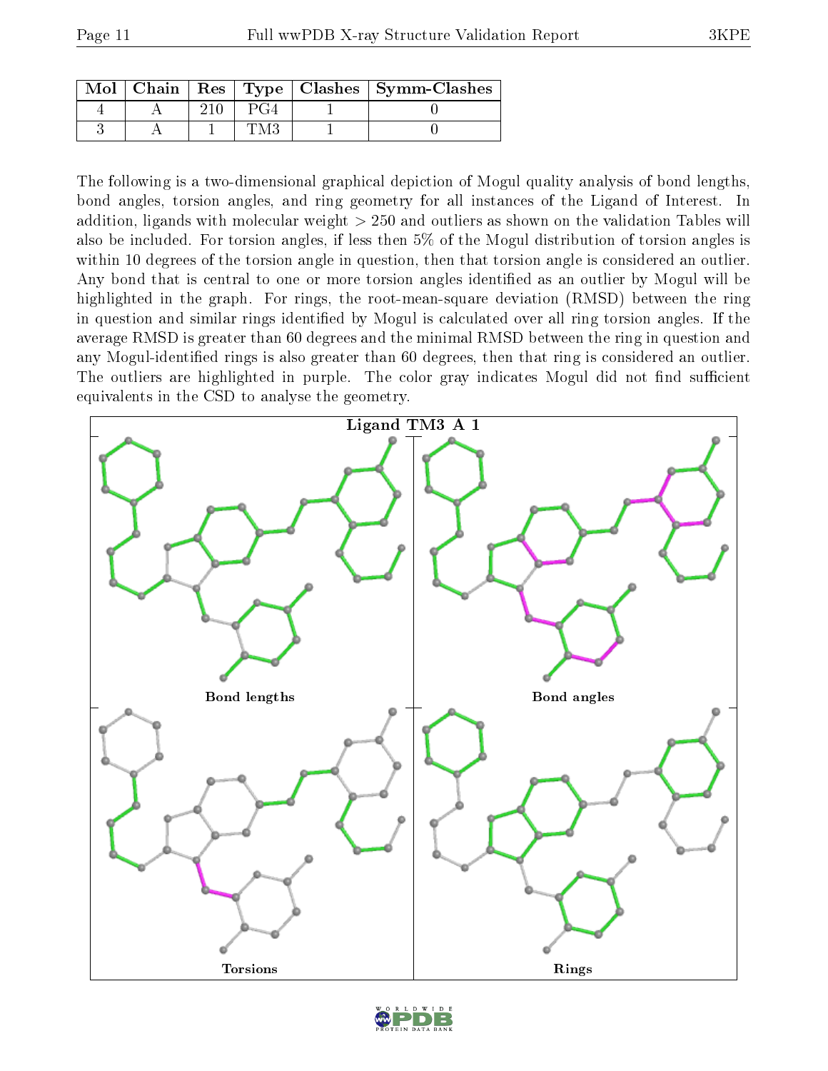| Mol | Chain | Res | Type | Clashes | Symm-Clashes |
|---|---|---|---|---|---|
| 4 | A | 210 | PG4 | 1 | 0 |
| 3 | A | 1 | TM3 | 1 | 0 |

The following is a two-dimensional graphical depiction of Mogul quality analysis of bond lengths, bond angles, torsion angles, and ring geometry for all instances of the Ligand of Interest. In addition, ligands with molecular weight > 250 and outliers as shown on the validation Tables will also be included. For torsion angles, if less then 5% of the Mogul distribution of torsion angles is within 10 degrees of the torsion angle in question, then that torsion angle is considered an outlier. Any bond that is central to one or more torsion angles identified as an outlier by Mogul will be highlighted in the graph. For rings, the root-mean-square deviation (RMSD) between the ring in question and similar rings identified by Mogul is calculated over all ring torsion angles. If the average RMSD is greater than 60 degrees and the minimal RMSD between the ring in question and any Mogul-identified rings is also greater than 60 degrees, then that ring is considered an outlier. The outliers are highlighted in purple. The color gray indicates Mogul did not find sufficient equivalents in the CSD to analyse the geometry.

Ligand TM3 A 1

Bond lengths

Bond angles

Torsions

Rings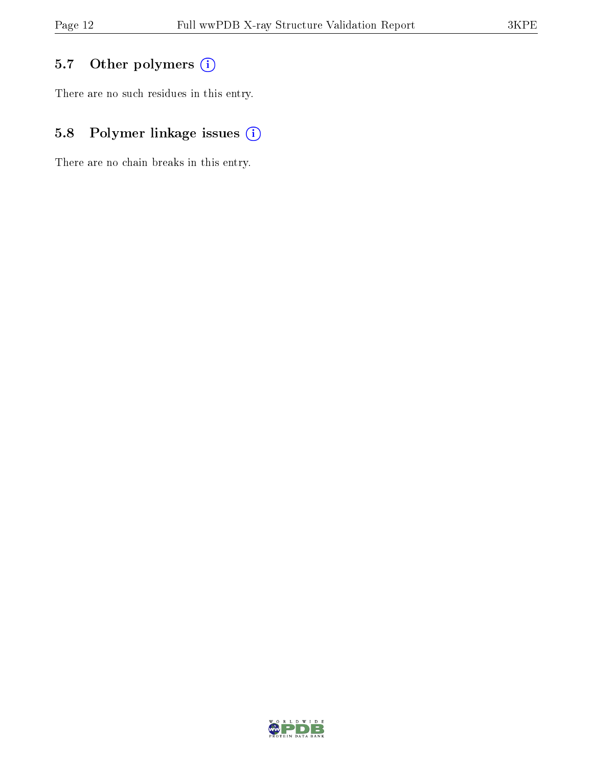## 5.7 Other polymers

There are no such residues in this entry.

## 5.8 Polymer linkage issues

There are no chain breaks in this entry.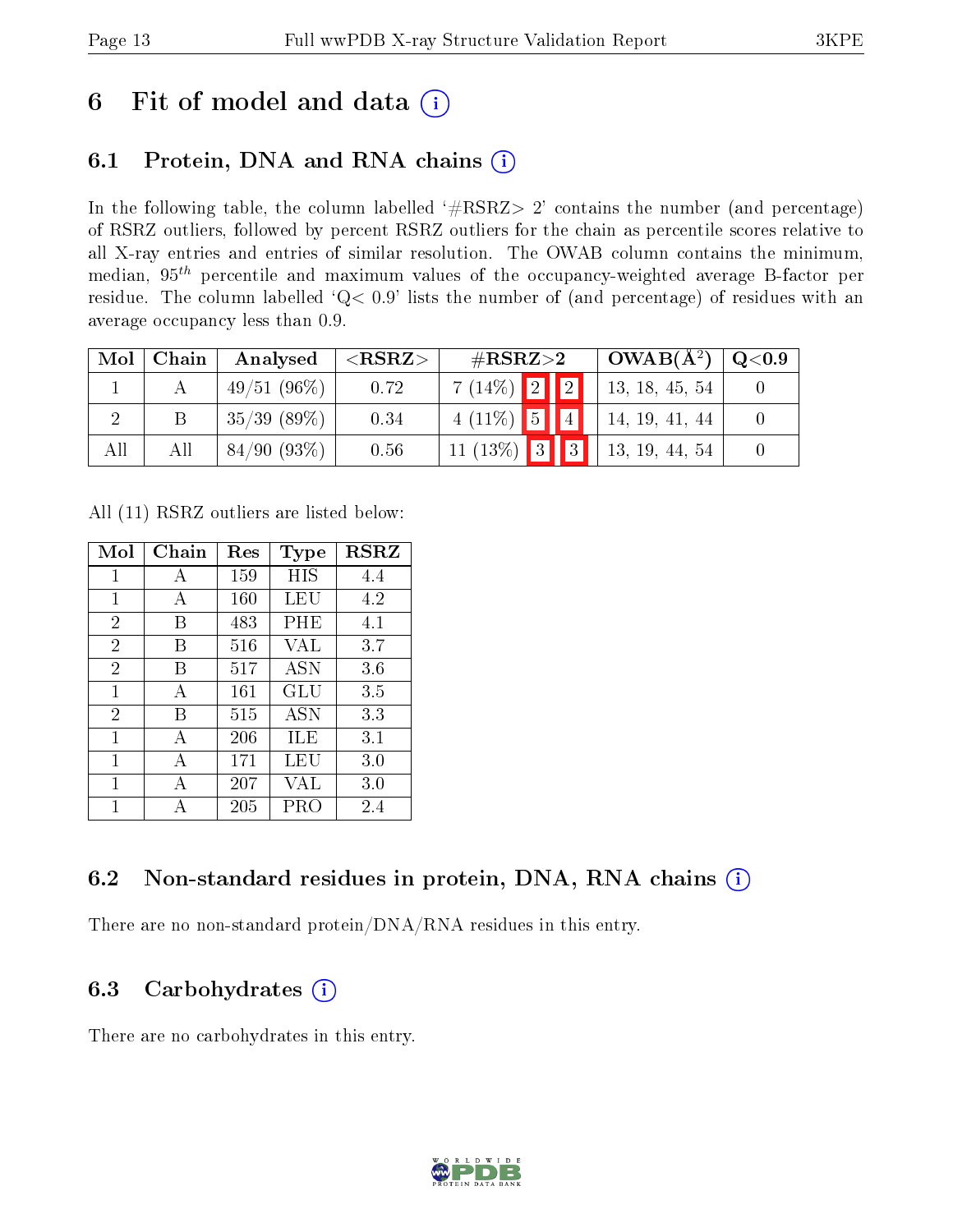# 6 Fit of model and data (i)

## 6.1 Protein, DNA and RNA chains (i)

In the following table, the column labelled '#RSRZ> 2' contains the number (and percentage) of RSRZ outliers, followed by percent RSRZ outliers for the chain as percentile scores relative to all X-ray entries and entries of similar resolution. The OWAB column contains the minimum, median, $95^{th}$ percentile and maximum values of the occupancy-weighted average B-factor per residue. The column labelled 'Q< 0.9' lists the number of (and percentage) of residues with an average occupancy less than 0.9.

| Mol | Chain | Analysed | <RSRZ> | #RSRZ>2 | | | OWAB(Å$^2$) | Q<0.9 |
|---|---|---|---|---|---|---|---|---|
| 1 | A | 49/51 (96%) | 0.72 | 7 (14%) | 2 | 2 | 13, 18, 45, 54 | 0 |
| 2 | B | 35/39 (89%) | 0.34 | 4 (11%) | 5 | 4 | 14, 19, 41, 44 | 0 |
| All | All | 84/90 (93%) | 0.56 | 11 (13%) | 3 | 3 | 13, 19, 44, 54 | 0 |

All (11) RSRZ outliers are listed below:

| Mol | Chain | Res | Type | RSRZ |
|---|---|---|---|---|
| 1 | A | 159 | HIS | 4.4 |
| 1 | A | 160 | LEU | 4.2 |
| 2 | B | 483 | PHE | 4.1 |
| 2 | B | 516 | VAL | 3.7 |
| 2 | B | 517 | ASN | 3.6 |
| 1 | A | 161 | GLU | 3.5 |
| 2 | B | 515 | ASN | 3.3 |
| 1 | A | 206 | ILE | 3.1 |
| 1 | A | 171 | LEU | 3.0 |
| 1 | A | 207 | VAL | 3.0 |
| 1 | A | 205 | PRO | 2.4 |

## 6.2 Non-standard residues in protein, DNA, RNA chains (i)

There are no non-standard protein/DNA/RNA residues in this entry.

## 6.3 Carbohydrates (i)

There are no carbohydrates in this entry.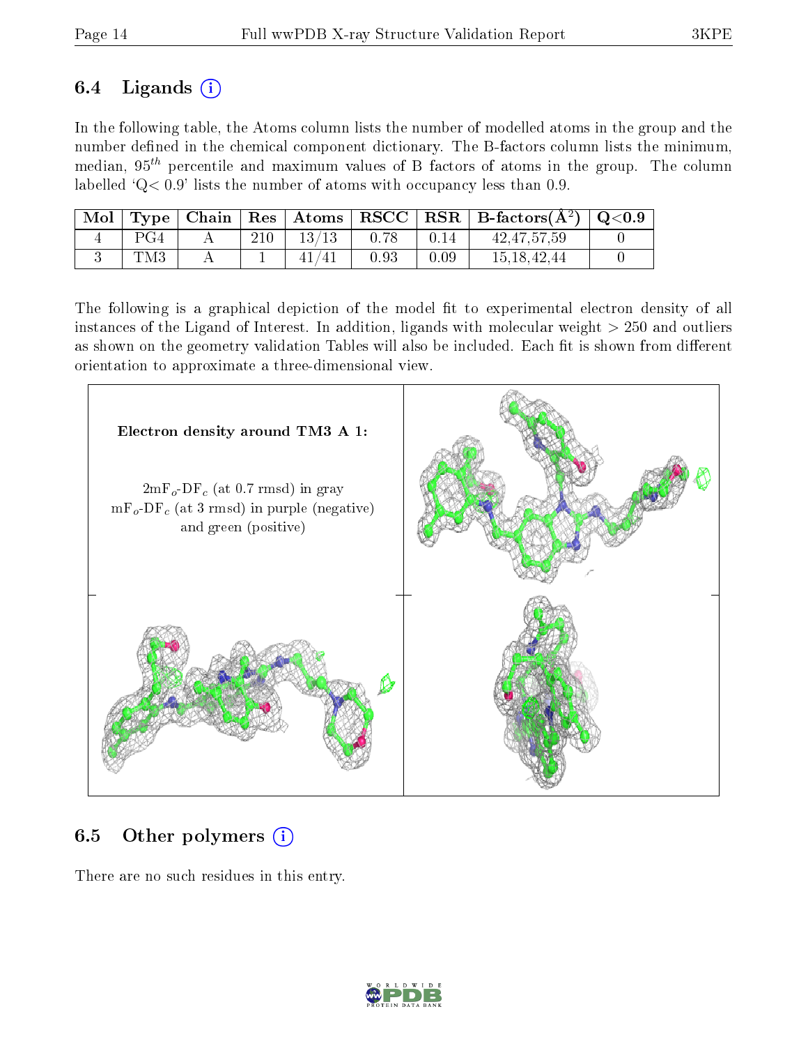## 6.4 Ligands (i)

In the following table, the Atoms column lists the number of modelled atoms in the group and the number defined in the chemical component dictionary. The B-factors column lists the minimum, median, $95^{th}$ percentile and maximum values of B factors of atoms in the group. The column labelled 'Q< 0.9' lists the number of atoms with occupancy less than 0.9.

| Mol | Type | Chain | Res | Atoms | RSCC | RSR | B-factors($Å^2$) | Q<0.9 |
|---|---|---|---|---|---|---|---|---|
| 4 | PG4 | A | 210 | 13/13 | 0.78 | 0.14 | 42,47,57,59 | 0 |
| 3 | TM3 | A | 1 | 41/41 | 0.93 | 0.09 | 15,18,42,44 | 0 |

The following is a graphical depiction of the model fit to experimental electron density of all instances of the Ligand of Interest. In addition, ligands with molecular weight > 250 and outliers as shown on the geometry validation Tables will also be included. Each fit is shown from different orientation to approximate a three-dimensional view.

**Electron density around TM3 A 1:**

$2mF_o$-$DF_c$ (at 0.7 rmsd) in gray
$mF_o$-$DF_c$ (at 3 rmsd) in purple (negative) and green (positive)

## 6.5 Other polymers (i)

There are no such residues in this entry.